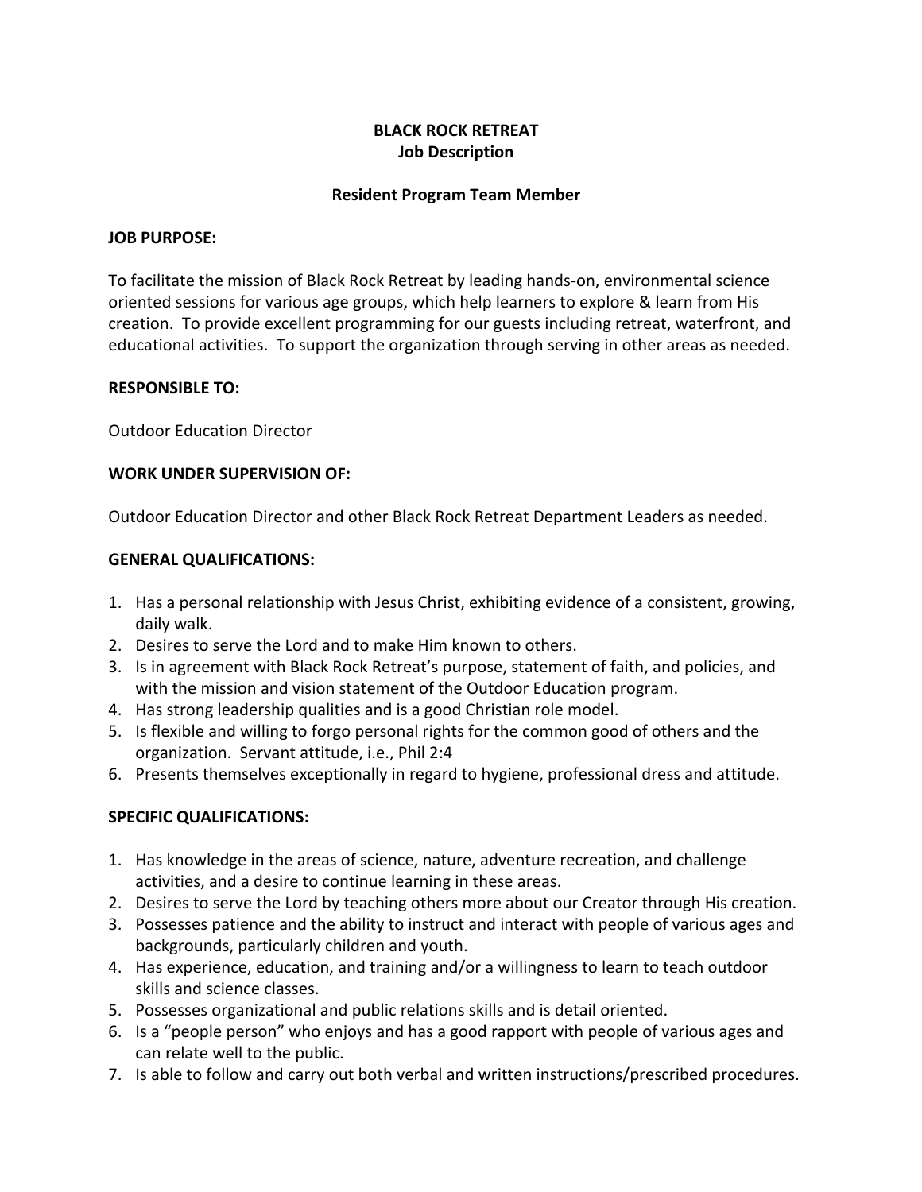# BLACK ROCK RETREAT
## Job Description

## Resident Program Team Member

**JOB PURPOSE:**

To facilitate the mission of Black Rock Retreat by leading hands-on, environmental science oriented sessions for various age groups, which help learners to explore & learn from His creation. To provide excellent programming for our guests including retreat, waterfront, and educational activities. To support the organization through serving in other areas as needed.

**RESPONSIBLE TO:**

Outdoor Education Director

**WORK UNDER SUPERVISION OF:**

Outdoor Education Director and other Black Rock Retreat Department Leaders as needed.

**GENERAL QUALIFICATIONS:**

1. Has a personal relationship with Jesus Christ, exhibiting evidence of a consistent, growing, daily walk.
2. Desires to serve the Lord and to make Him known to others.
3. Is in agreement with Black Rock Retreat's purpose, statement of faith, and policies, and with the mission and vision statement of the Outdoor Education program.
4. Has strong leadership qualities and is a good Christian role model.
5. Is flexible and willing to forgo personal rights for the common good of others and the organization. Servant attitude, i.e., Phil 2:4
6. Presents themselves exceptionally in regard to hygiene, professional dress and attitude.

**SPECIFIC QUALIFICATIONS:**

1. Has knowledge in the areas of science, nature, adventure recreation, and challenge activities, and a desire to continue learning in these areas.
2. Desires to serve the Lord by teaching others more about our Creator through His creation.
3. Possesses patience and the ability to instruct and interact with people of various ages and backgrounds, particularly children and youth.
4. Has experience, education, and training and/or a willingness to learn to teach outdoor skills and science classes.
5. Possesses organizational and public relations skills and is detail oriented.
6. Is a "people person" who enjoys and has a good rapport with people of various ages and can relate well to the public.
7. Is able to follow and carry out both verbal and written instructions/prescribed procedures.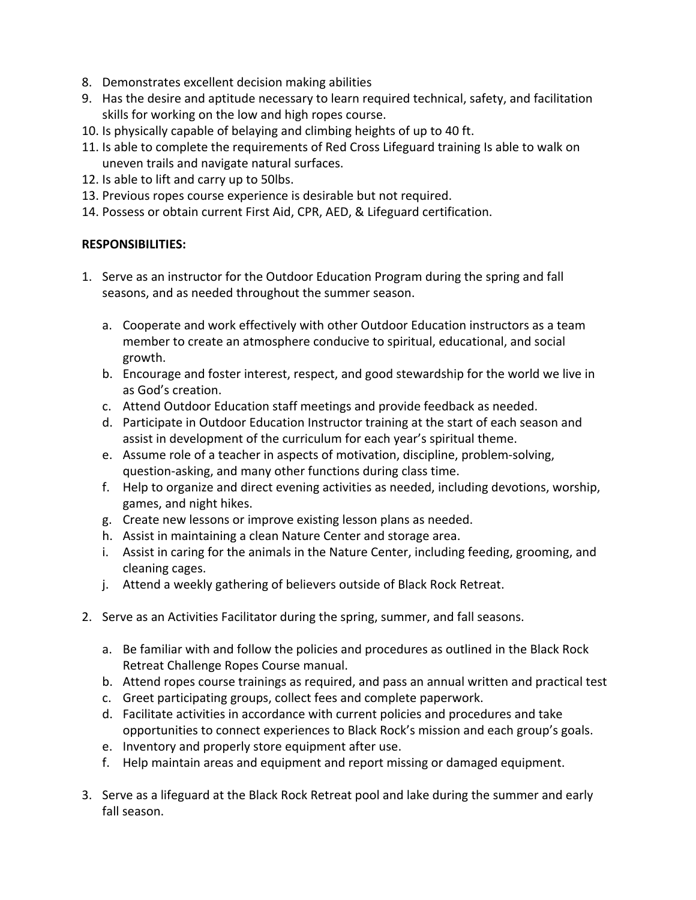8. Demonstrates excellent decision making abilities
9. Has the desire and aptitude necessary to learn required technical, safety, and facilitation skills for working on the low and high ropes course.
10. Is physically capable of belaying and climbing heights of up to 40 ft.
11. Is able to complete the requirements of Red Cross Lifeguard training Is able to walk on uneven trails and navigate natural surfaces.
12. Is able to lift and carry up to 50lbs.
13. Previous ropes course experience is desirable but not required.
14. Possess or obtain current First Aid, CPR, AED, & Lifeguard certification.

**RESPONSIBILITIES:**

1. Serve as an instructor for the Outdoor Education Program during the spring and fall seasons, and as needed throughout the summer season.

    a. Cooperate and work effectively with other Outdoor Education instructors as a team member to create an atmosphere conducive to spiritual, educational, and social growth.
    b. Encourage and foster interest, respect, and good stewardship for the world we live in as God's creation.
    c. Attend Outdoor Education staff meetings and provide feedback as needed.
    d. Participate in Outdoor Education Instructor training at the start of each season and assist in development of the curriculum for each year's spiritual theme.
    e. Assume role of a teacher in aspects of motivation, discipline, problem-solving, question-asking, and many other functions during class time.
    f. Help to organize and direct evening activities as needed, including devotions, worship, games, and night hikes.
    g. Create new lessons or improve existing lesson plans as needed.
    h. Assist in maintaining a clean Nature Center and storage area.
    i. Assist in caring for the animals in the Nature Center, including feeding, grooming, and cleaning cages.
    j. Attend a weekly gathering of believers outside of Black Rock Retreat.

2. Serve as an Activities Facilitator during the spring, summer, and fall seasons.

    a. Be familiar with and follow the policies and procedures as outlined in the Black Rock Retreat Challenge Ropes Course manual.
    b. Attend ropes course trainings as required, and pass an annual written and practical test
    c. Greet participating groups, collect fees and complete paperwork.
    d. Facilitate activities in accordance with current policies and procedures and take opportunities to connect experiences to Black Rock's mission and each group's goals.
    e. Inventory and properly store equipment after use.
    f. Help maintain areas and equipment and report missing or damaged equipment.

3. Serve as a lifeguard at the Black Rock Retreat pool and lake during the summer and early fall season.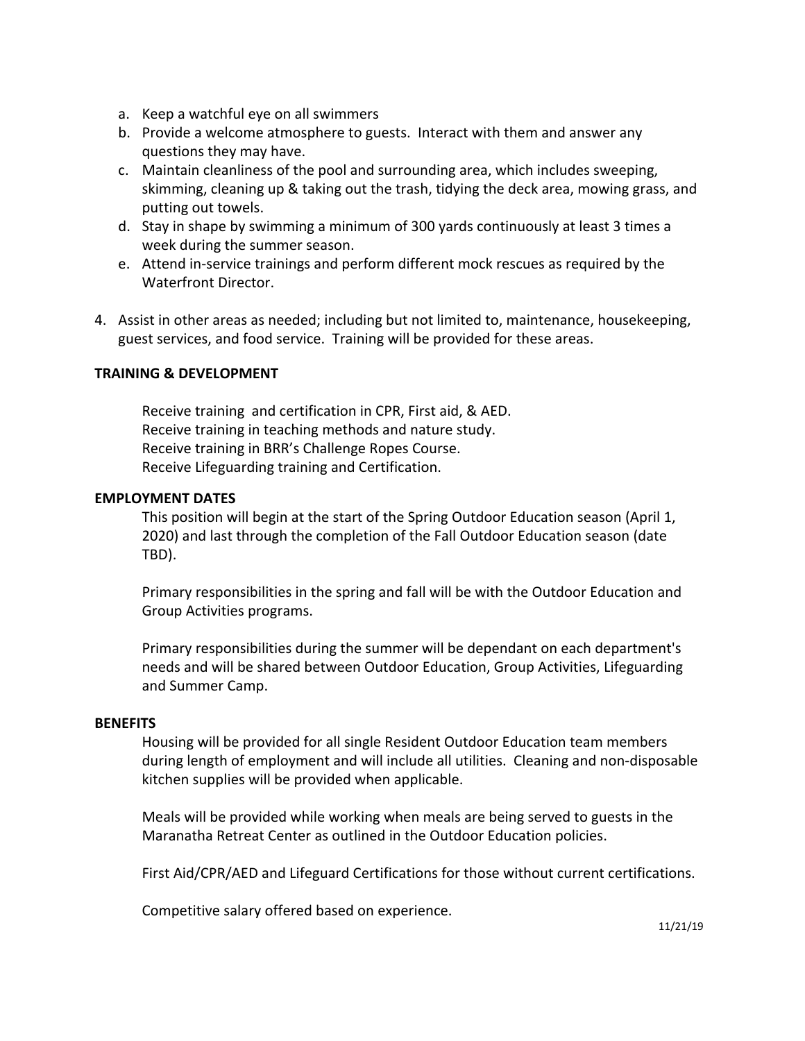a. Keep a watchful eye on all swimmers
   b. Provide a welcome atmosphere to guests. Interact with them and answer any questions they may have.
   c. Maintain cleanliness of the pool and surrounding area, which includes sweeping, skimming, cleaning up & taking out the trash, tidying the deck area, mowing grass, and putting out towels.
   d. Stay in shape by swimming a minimum of 300 yards continuously at least 3 times a week during the summer season.
   e. Attend in-service trainings and perform different mock rescues as required by the Waterfront Director.

4. Assist in other areas as needed; including but not limited to, maintenance, housekeeping, guest services, and food service. Training will be provided for these areas.

**TRAINING & DEVELOPMENT**

Receive training and certification in CPR, First aid, & AED.
Receive training in teaching methods and nature study.
Receive training in BRR's Challenge Ropes Course.
Receive Lifeguarding training and Certification.

**EMPLOYMENT DATES**

This position will begin at the start of the Spring Outdoor Education season (April 1, 2020) and last through the completion of the Fall Outdoor Education season (date TBD).

Primary responsibilities in the spring and fall will be with the Outdoor Education and Group Activities programs.

Primary responsibilities during the summer will be dependant on each department's needs and will be shared between Outdoor Education, Group Activities, Lifeguarding and Summer Camp.

**BENEFITS**

Housing will be provided for all single Resident Outdoor Education team members during length of employment and will include all utilities. Cleaning and non-disposable kitchen supplies will be provided when applicable.

Meals will be provided while working when meals are being served to guests in the Maranatha Retreat Center as outlined in the Outdoor Education policies.

First Aid/CPR/AED and Lifeguard Certifications for those without current certifications.

Competitive salary offered based on experience.

11/21/19